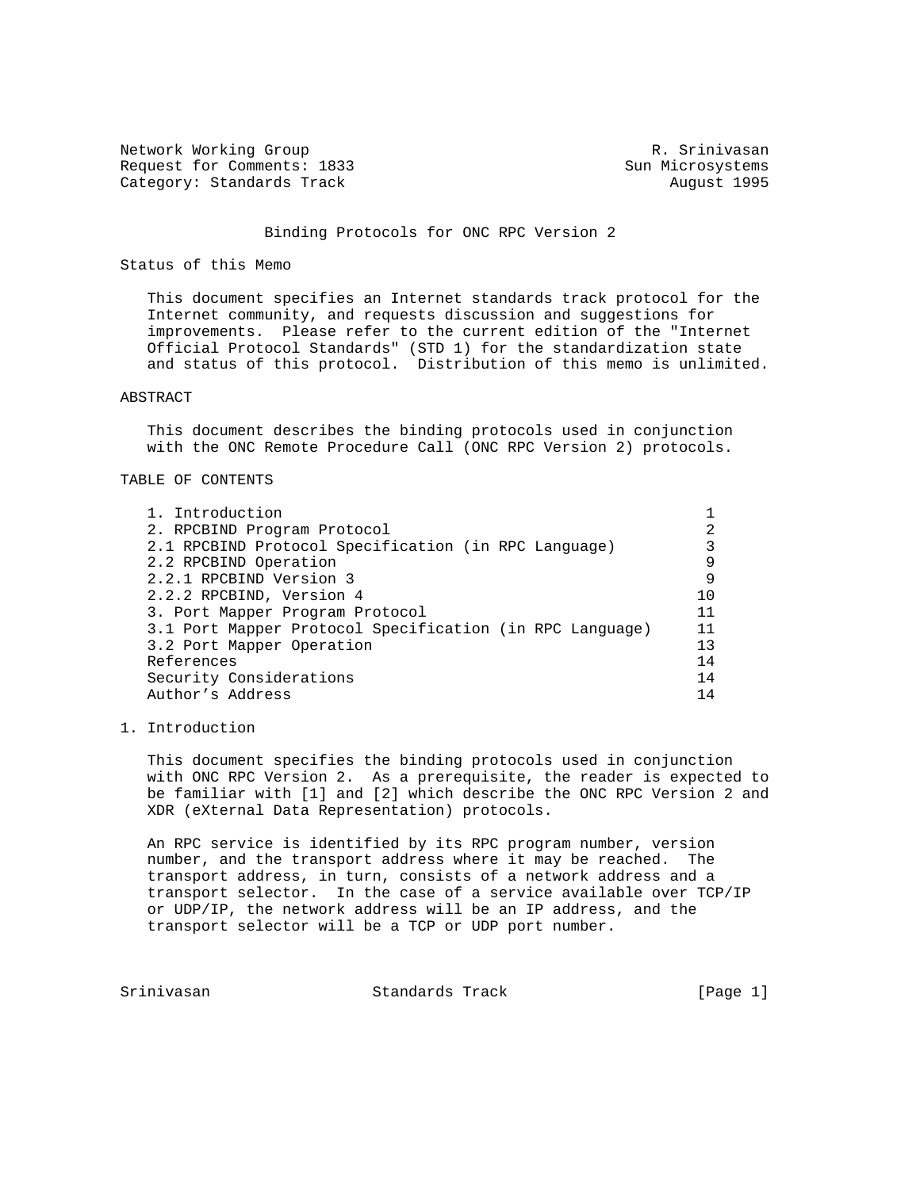Network Working Group R. Srinivasan
Request for Comments: 1833 Sun Microsystems
Category: Standards Track August 1995

# Binding Protocols for ONC RPC Version 2

## Status of this Memo

This document specifies an Internet standards track protocol for the Internet community, and requests discussion and suggestions for improvements. Please refer to the current edition of the "Internet Official Protocol Standards" (STD 1) for the standardization state and status of this protocol. Distribution of this memo is unlimited.

## ABSTRACT

This document describes the binding protocols used in conjunction with the ONC Remote Procedure Call (ONC RPC Version 2) protocols.

## TABLE OF CONTENTS

| | |
|---|---|
| 1. Introduction | 1 |
| 2. RPCBIND Program Protocol | 2 |
| 2.1 RPCBIND Protocol Specification (in RPC Language) | 3 |
| 2.2 RPCBIND Operation | 9 |
| 2.2.1 RPCBIND Version 3 | 9 |
| 2.2.2 RPCBIND, Version 4 | 10 |
| 3. Port Mapper Program Protocol | 11 |
| 3.1 Port Mapper Protocol Specification (in RPC Language) | 11 |
| 3.2 Port Mapper Operation | 13 |
| References | 14 |
| Security Considerations | 14 |
| Author's Address | 14 |

## 1. Introduction

This document specifies the binding protocols used in conjunction with ONC RPC Version 2. As a prerequisite, the reader is expected to be familiar with [1] and [2] which describe the ONC RPC Version 2 and XDR (eXternal Data Representation) protocols.

An RPC service is identified by its RPC program number, version number, and the transport address where it may be reached. The transport address, in turn, consists of a network address and a transport selector. In the case of a service available over TCP/IP or UDP/IP, the network address will be an IP address, and the transport selector will be a TCP or UDP port number.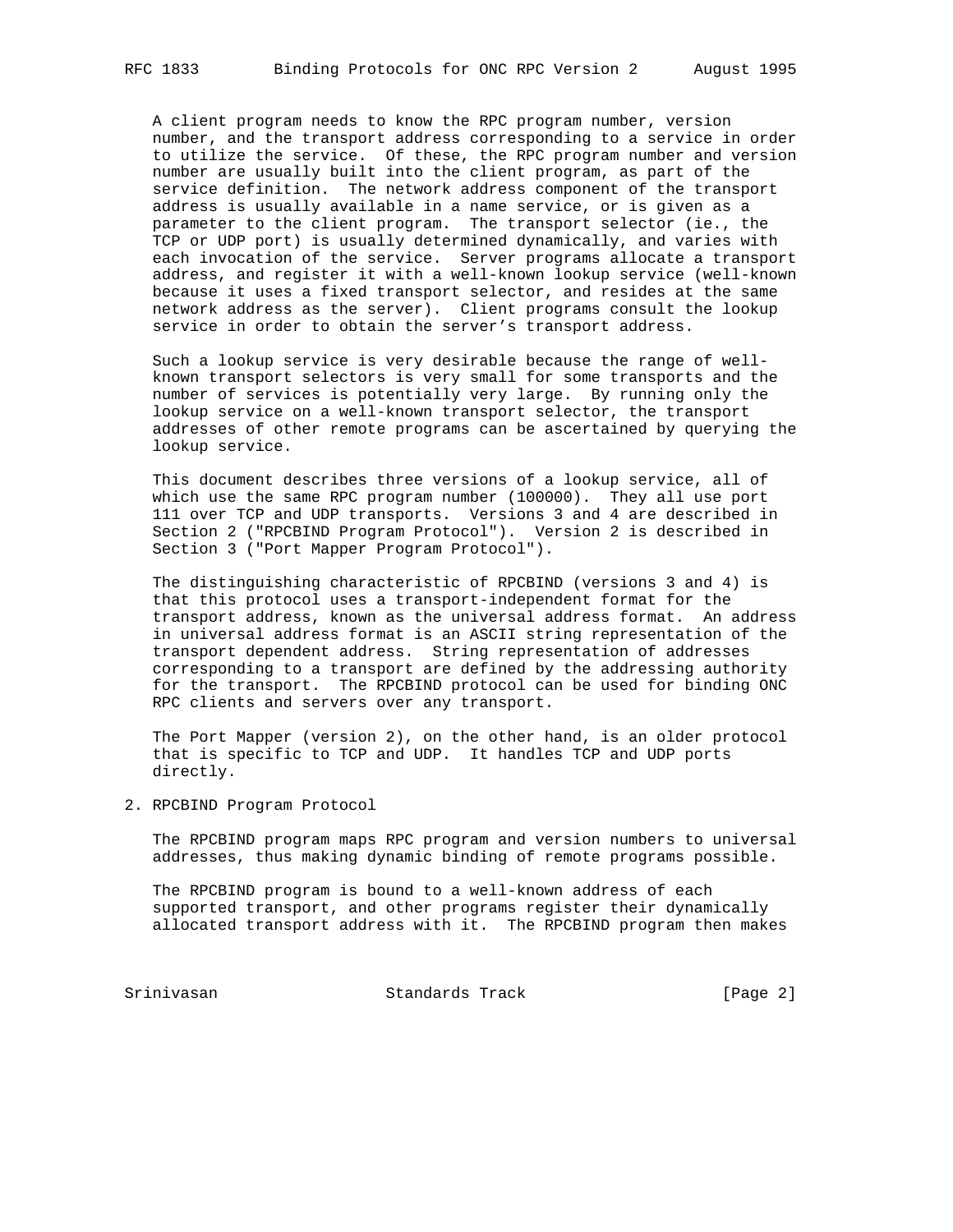A client program needs to know the RPC program number, version number, and the transport address corresponding to a service in order to utilize the service. Of these, the RPC program number and version number are usually built into the client program, as part of the service definition. The network address component of the transport address is usually available in a name service, or is given as a parameter to the client program. The transport selector (ie., the TCP or UDP port) is usually determined dynamically, and varies with each invocation of the service. Server programs allocate a transport address, and register it with a well-known lookup service (well-known because it uses a fixed transport selector, and resides at the same network address as the server). Client programs consult the lookup service in order to obtain the server's transport address.

Such a lookup service is very desirable because the range of well-known transport selectors is very small for some transports and the number of services is potentially very large. By running only the lookup service on a well-known transport selector, the transport addresses of other remote programs can be ascertained by querying the lookup service.

This document describes three versions of a lookup service, all of which use the same RPC program number (100000). They all use port 111 over TCP and UDP transports. Versions 3 and 4 are described in Section 2 ("RPCBIND Program Protocol"). Version 2 is described in Section 3 ("Port Mapper Program Protocol").

The distinguishing characteristic of RPCBIND (versions 3 and 4) is that this protocol uses a transport-independent format for the transport address, known as the universal address format. An address in universal address format is an ASCII string representation of the transport dependent address. String representation of addresses corresponding to a transport are defined by the addressing authority for the transport. The RPCBIND protocol can be used for binding ONC RPC clients and servers over any transport.

The Port Mapper (version 2), on the other hand, is an older protocol that is specific to TCP and UDP. It handles TCP and UDP ports directly.

## 2. RPCBIND Program Protocol

The RPCBIND program maps RPC program and version numbers to universal addresses, thus making dynamic binding of remote programs possible.

The RPCBIND program is bound to a well-known address of each supported transport, and other programs register their dynamically allocated transport address with it. The RPCBIND program then makes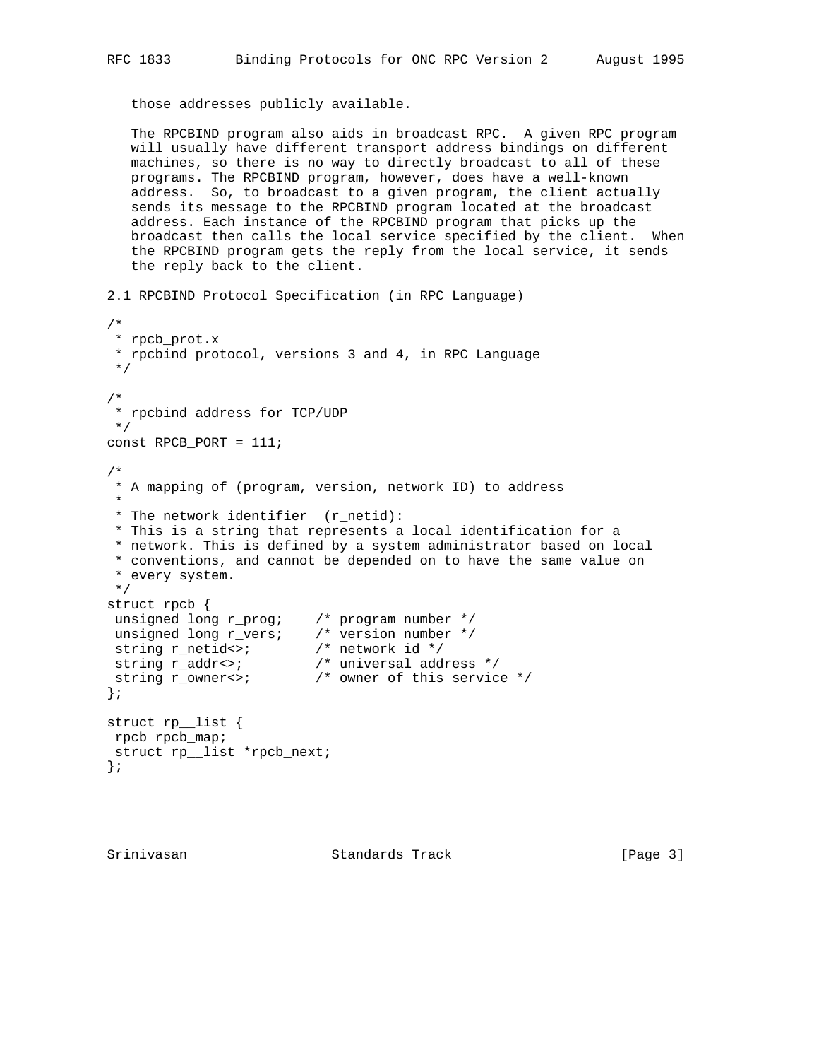those addresses publicly available.

The RPCBIND program also aids in broadcast RPC. A given RPC program will usually have different transport address bindings on different machines, so there is no way to directly broadcast to all of these programs. The RPCBIND program, however, does have a well-known address. So, to broadcast to a given program, the client actually sends its message to the RPCBIND program located at the broadcast address. Each instance of the RPCBIND program that picks up the broadcast then calls the local service specified by the client. When the RPCBIND program gets the reply from the local service, it sends the reply back to the client.

## 2.1 RPCBIND Protocol Specification (in RPC Language)

```
/*
 * rpcb_prot.x
 * rpcbind protocol, versions 3 and 4, in RPC Language
 */

/*
 * rpcbind address for TCP/UDP
 */
const RPCB_PORT = 111;

/*
 * A mapping of (program, version, network ID) to address
 *
 * The network identifier  (r_netid):
 * This is a string that represents a local identification for a
 * network. This is defined by a system administrator based on local
 * conventions, and cannot be depended on to have the same value on
 * every system.
 */
struct rpcb {
 unsigned long r_prog;    /* program number */
 unsigned long r_vers;    /* version number */
 string r_netid<>;        /* network id */
 string r_addr<>;         /* universal address */
 string r_owner<>;        /* owner of this service */
};

struct rp__list {
 rpcb rpcb_map;
 struct rp__list *rpcb_next;
};
```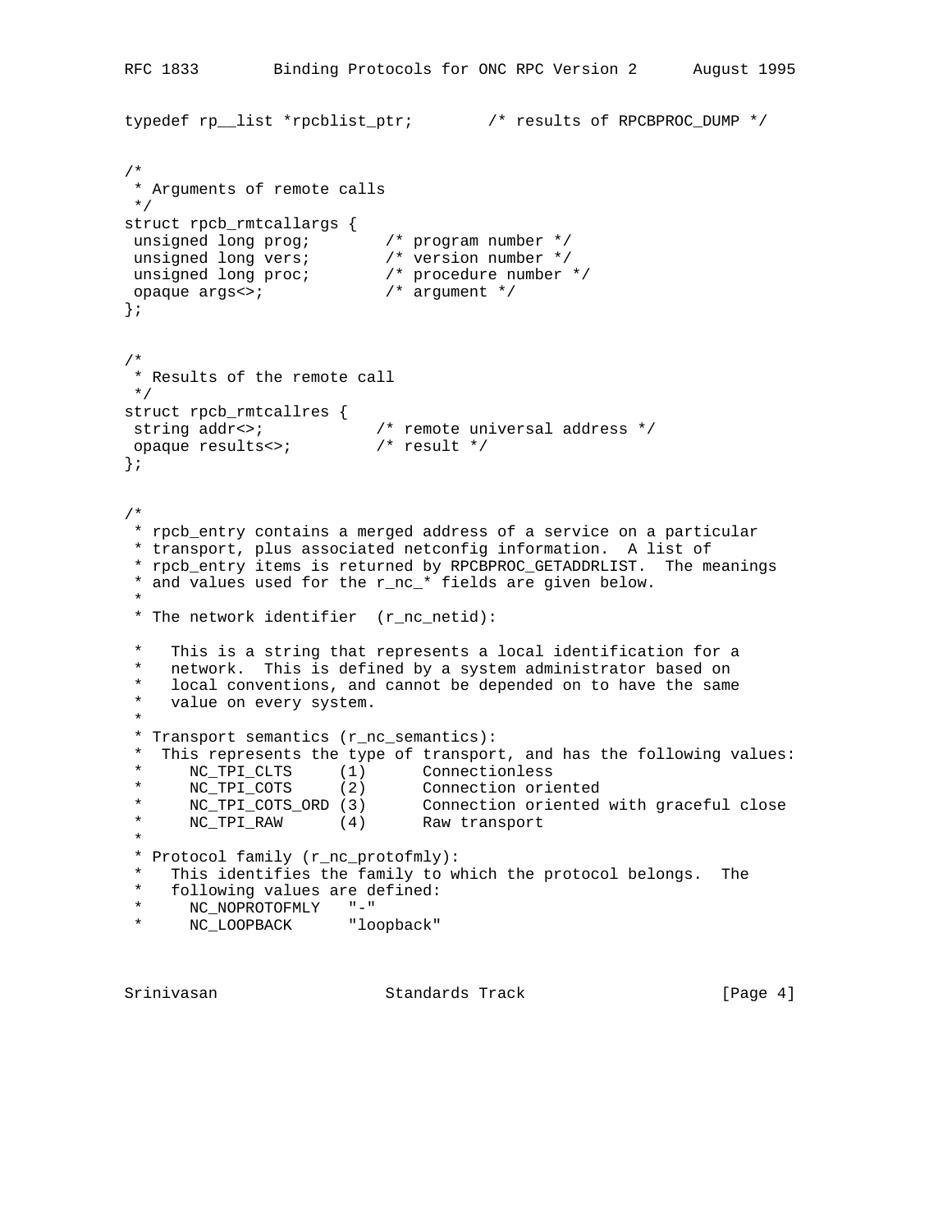```
typedef rp__list *rpcblist_ptr;        /* results of RPCBPROC_DUMP */


/*
 * Arguments of remote calls
 */
struct rpcb_rmtcallargs {
 unsigned long prog;        /* program number */
 unsigned long vers;        /* version number */
 unsigned long proc;        /* procedure number */
 opaque args<>;             /* argument */
};


/*
 * Results of the remote call
 */
struct rpcb_rmtcallres {
 string addr<>;            /* remote universal address */
 opaque results<>;         /* result */
};


/*
 * rpcb_entry contains a merged address of a service on a particular
 * transport, plus associated netconfig information.  A list of
 * rpcb_entry items is returned by RPCBPROC_GETADDRLIST.  The meanings
 * and values used for the r_nc_* fields are given below.
 *
 * The network identifier  (r_nc_netid):

 *   This is a string that represents a local identification for a
 *   network.  This is defined by a system administrator based on
 *   local conventions, and cannot be depended on to have the same
 *   value on every system.
 *
 * Transport semantics (r_nc_semantics):
 *  This represents the type of transport, and has the following values:
 *     NC_TPI_CLTS     (1)      Connectionless
 *     NC_TPI_COTS     (2)      Connection oriented
 *     NC_TPI_COTS_ORD (3)      Connection oriented with graceful close
 *     NC_TPI_RAW      (4)      Raw transport
 *
 * Protocol family (r_nc_protofmly):
 *   This identifies the family to which the protocol belongs.  The
 *   following values are defined:
 *     NC_NOPROTOFMLY   "-"
 *     NC_LOOPBACK      "loopback"
```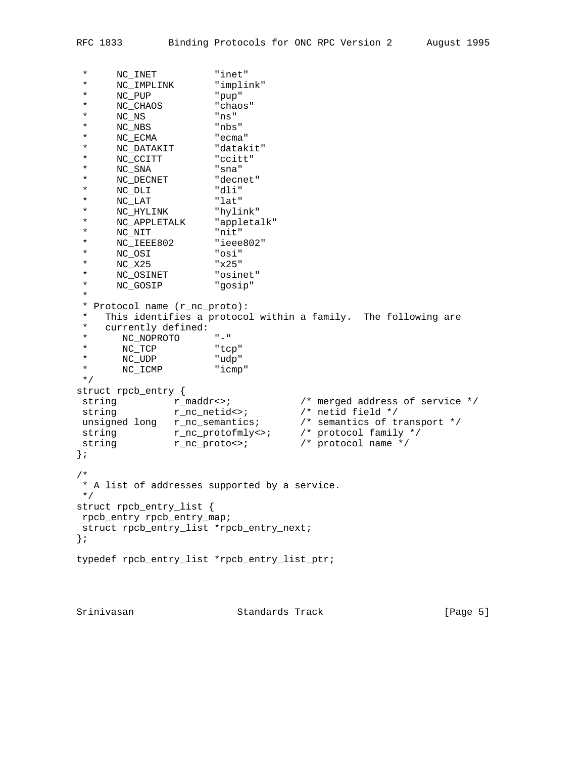```
 *     NC_INET          "inet"
 *     NC_IMPLINK       "implink"
 *     NC_PUP           "pup"
 *     NC_CHAOS         "chaos"
 *     NC_NS            "ns"
 *     NC_NBS           "nbs"
 *     NC_ECMA          "ecma"
 *     NC_DATAKIT       "datakit"
 *     NC_CCITT         "ccitt"
 *     NC_SNA           "sna"
 *     NC_DECNET        "decnet"
 *     NC_DLI           "dli"
 *     NC_LAT           "lat"
 *     NC_HYLINK        "hylink"
 *     NC_APPLETALK     "appletalk"
 *     NC_NIT           "nit"
 *     NC_IEEE802       "ieee802"
 *     NC_OSI           "osi"
 *     NC_X25           "x25"
 *     NC_OSINET        "osinet"
 *     NC_GOSIP         "gosip"
 *
 * Protocol name (r_nc_proto):
 *   This identifies a protocol within a family.  The following are
 *   currently defined:
 *      NC_NOPROTO      "-"
 *      NC_TCP          "tcp"
 *      NC_UDP          "udp"
 *      NC_ICMP         "icmp"
 */
struct rpcb_entry {
 string          r_maddr<>;            /* merged address of service */
 string          r_nc_netid<>;         /* netid field */
 unsigned long   r_nc_semantics;       /* semantics of transport */
 string          r_nc_protofmly<>;     /* protocol family */
 string          r_nc_proto<>;         /* protocol name */
};

/*
 * A list of addresses supported by a service.
 */
struct rpcb_entry_list {
 rpcb_entry rpcb_entry_map;
 struct rpcb_entry_list *rpcb_entry_next;
};

typedef rpcb_entry_list *rpcb_entry_list_ptr;
```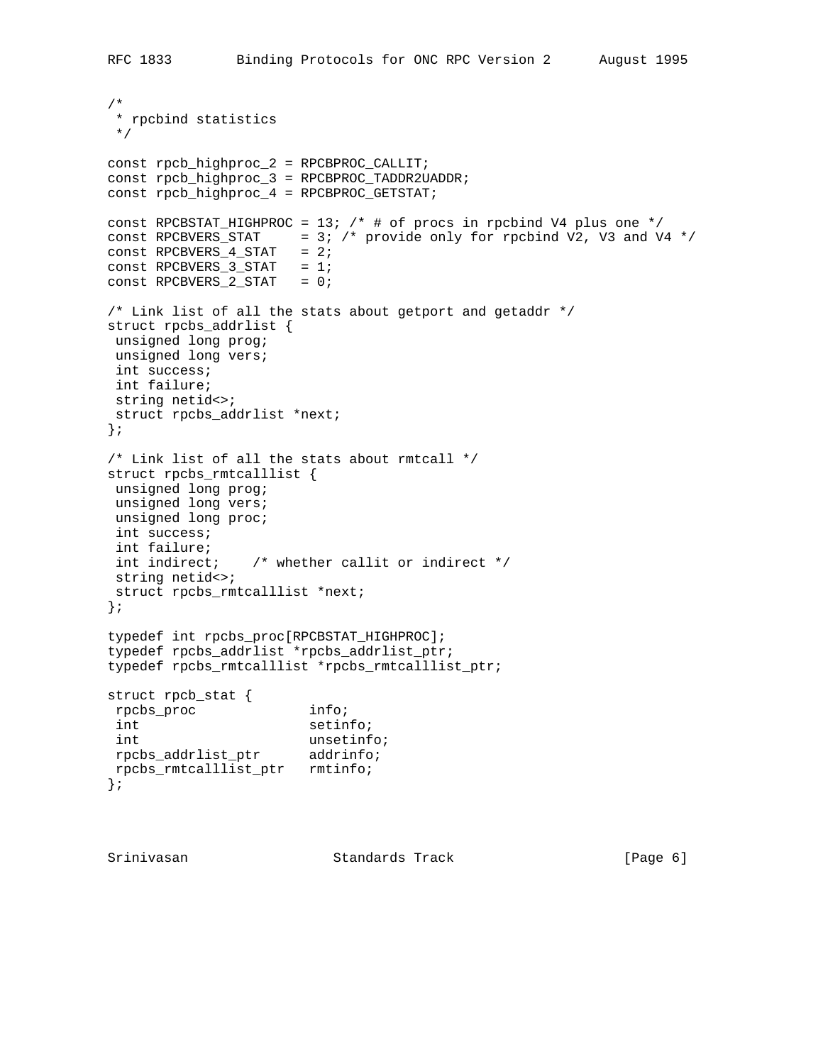```
/*
 * rpcbind statistics
 */

const rpcb_highproc_2 = RPCBPROC_CALLIT;
const rpcb_highproc_3 = RPCBPROC_TADDR2UADDR;
const rpcb_highproc_4 = RPCBPROC_GETSTAT;

const RPCBSTAT_HIGHPROC = 13; /* # of procs in rpcbind V4 plus one */
const RPCBVERS_STAT     = 3; /* provide only for rpcbind V2, V3 and V4 */
const RPCBVERS_4_STAT   = 2;
const RPCBVERS_3_STAT   = 1;
const RPCBVERS_2_STAT   = 0;

/* Link list of all the stats about getport and getaddr */
struct rpcbs_addrlist {
 unsigned long prog;
 unsigned long vers;
 int success;
 int failure;
 string netid<>;
 struct rpcbs_addrlist *next;
};

/* Link list of all the stats about rmtcall */
struct rpcbs_rmtcalllist {
 unsigned long prog;
 unsigned long vers;
 unsigned long proc;
 int success;
 int failure;
 int indirect;    /* whether callit or indirect */
 string netid<>;
 struct rpcbs_rmtcalllist *next;
};

typedef int rpcbs_proc[RPCBSTAT_HIGHPROC];
typedef rpcbs_addrlist *rpcbs_addrlist_ptr;
typedef rpcbs_rmtcalllist *rpcbs_rmtcalllist_ptr;

struct rpcb_stat {
 rpcbs_proc             info;
 int                    setinfo;
 int                    unsetinfo;
 rpcbs_addrlist_ptr     addrinfo;
 rpcbs_rmtcalllist_ptr  rmtinfo;
};
```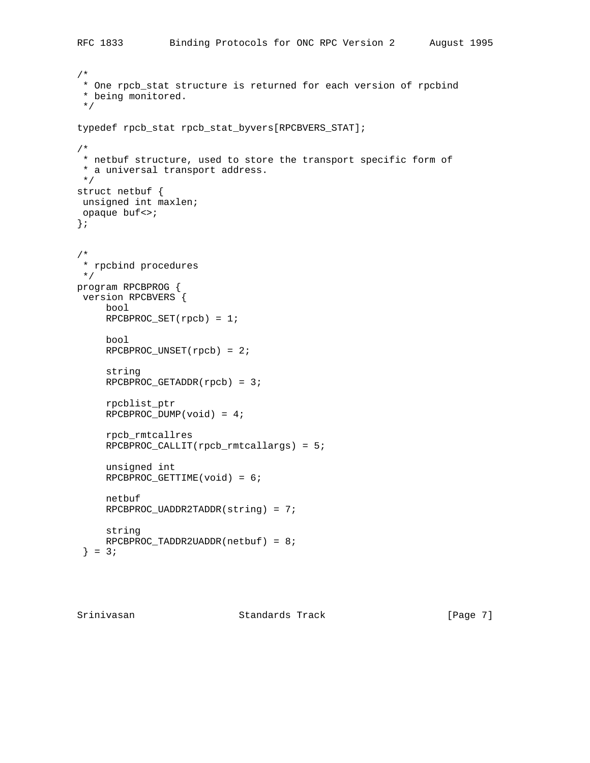```
/*
 * One rpcb_stat structure is returned for each version of rpcbind
 * being monitored.
 */

typedef rpcb_stat rpcb_stat_byvers[RPCBVERS_STAT];

/*
 * netbuf structure, used to store the transport specific form of
 * a universal transport address.
 */
struct netbuf {
 unsigned int maxlen;
 opaque buf<>;
};


/*
 * rpcbind procedures
 */
program RPCBPROG {
 version RPCBVERS {
     bool
     RPCBPROC_SET(rpcb) = 1;

     bool
     RPCBPROC_UNSET(rpcb) = 2;

     string
     RPCBPROC_GETADDR(rpcb) = 3;

     rpcblist_ptr
     RPCBPROC_DUMP(void) = 4;

     rpcb_rmtcallres
     RPCBPROC_CALLIT(rpcb_rmtcallargs) = 5;

     unsigned int
     RPCBPROC_GETTIME(void) = 6;

     netbuf
     RPCBPROC_UADDR2TADDR(string) = 7;

     string
     RPCBPROC_TADDR2UADDR(netbuf) = 8;
 } = 3;
```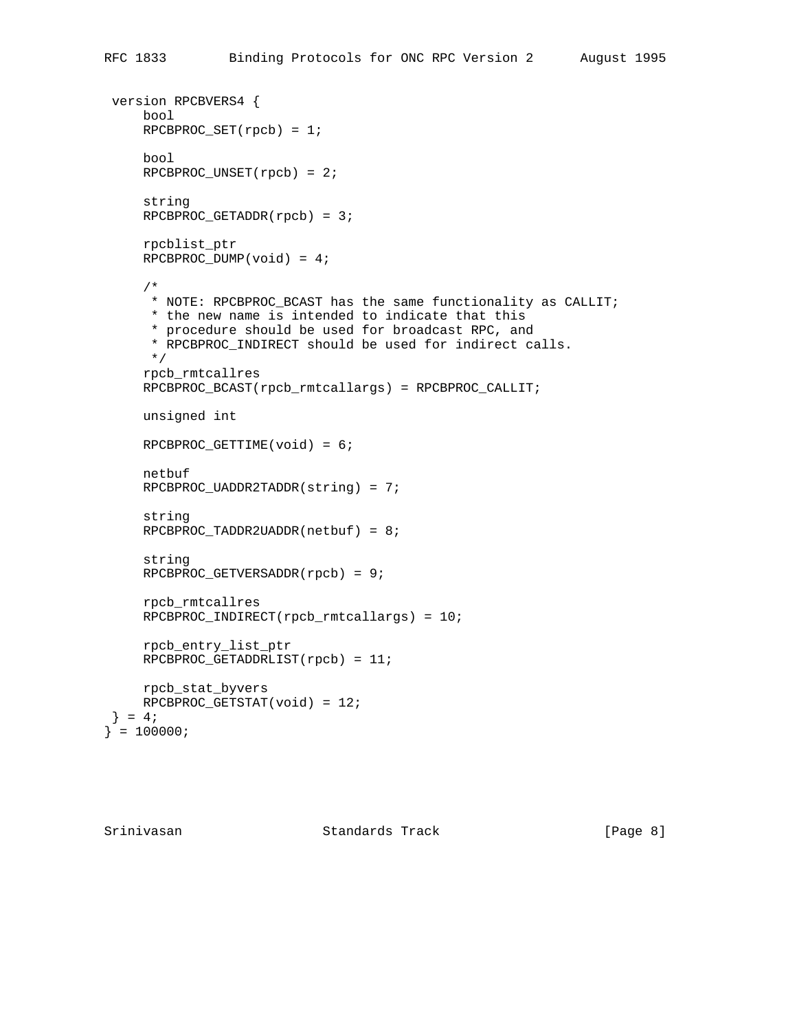```
 version RPCBVERS4 {
     bool
     RPCBPROC_SET(rpcb) = 1;

     bool
     RPCBPROC_UNSET(rpcb) = 2;

     string
     RPCBPROC_GETADDR(rpcb) = 3;

     rpcblist_ptr
     RPCBPROC_DUMP(void) = 4;

     /*
      * NOTE: RPCBPROC_BCAST has the same functionality as CALLIT;
      * the new name is intended to indicate that this
      * procedure should be used for broadcast RPC, and
      * RPCBPROC_INDIRECT should be used for indirect calls.
      */
     rpcb_rmtcallres
     RPCBPROC_BCAST(rpcb_rmtcallargs) = RPCBPROC_CALLIT;

     unsigned int

     RPCBPROC_GETTIME(void) = 6;

     netbuf
     RPCBPROC_UADDR2TADDR(string) = 7;

     string
     RPCBPROC_TADDR2UADDR(netbuf) = 8;

     string
     RPCBPROC_GETVERSADDR(rpcb) = 9;

     rpcb_rmtcallres
     RPCBPROC_INDIRECT(rpcb_rmtcallargs) = 10;

     rpcb_entry_list_ptr
     RPCBPROC_GETADDRLIST(rpcb) = 11;

     rpcb_stat_byvers
     RPCBPROC_GETSTAT(void) = 12;
 } = 4;
} = 100000;
```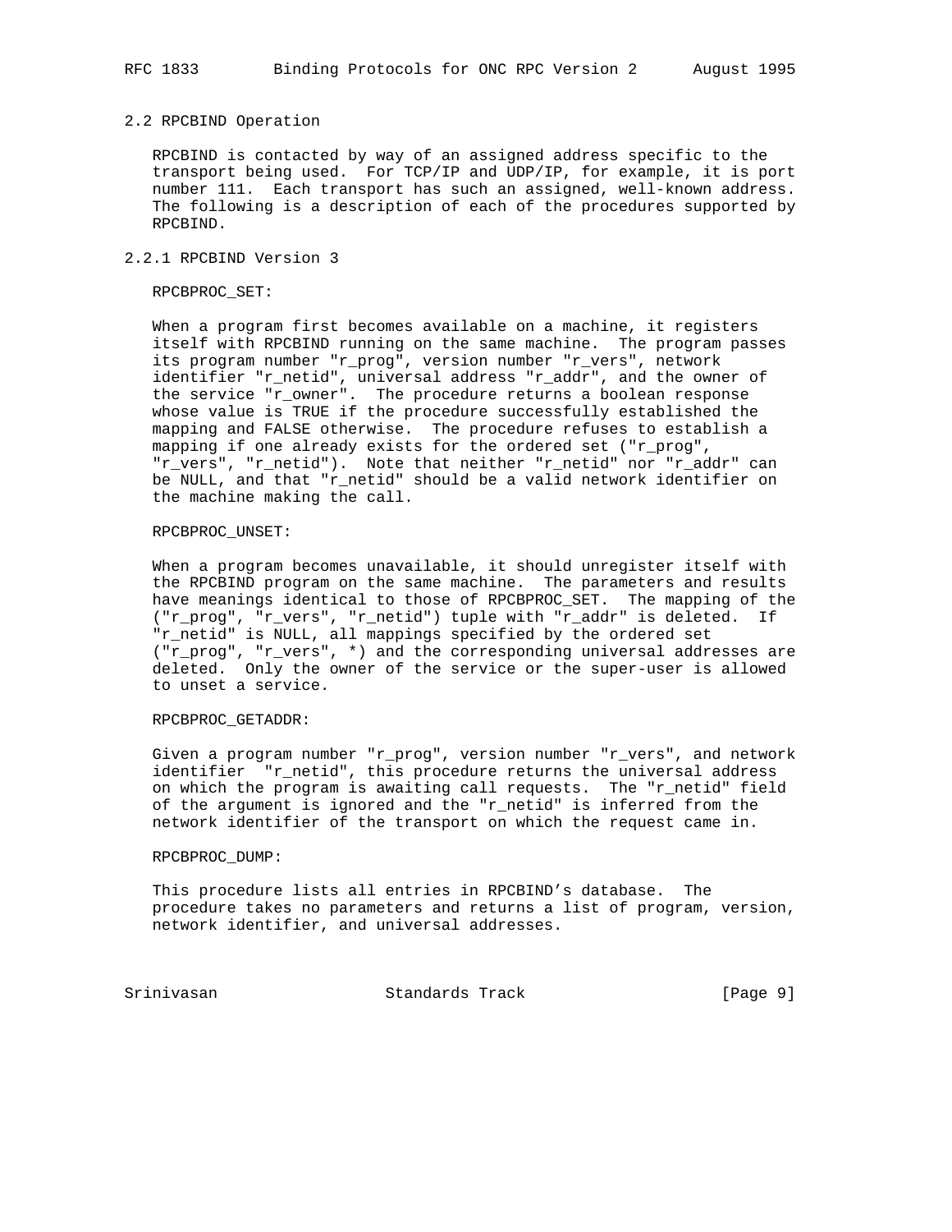## 2.2 RPCBIND Operation

RPCBIND is contacted by way of an assigned address specific to the transport being used. For TCP/IP and UDP/IP, for example, it is port number 111. Each transport has such an assigned, well-known address. The following is a description of each of the procedures supported by RPCBIND.

### 2.2.1 RPCBIND Version 3

RPCBPROC_SET:

When a program first becomes available on a machine, it registers itself with RPCBIND running on the same machine. The program passes its program number "r_prog", version number "r_vers", network identifier "r_netid", universal address "r_addr", and the owner of the service "r_owner". The procedure returns a boolean response whose value is TRUE if the procedure successfully established the mapping and FALSE otherwise. The procedure refuses to establish a mapping if one already exists for the ordered set ("r_prog", "r_vers", "r_netid"). Note that neither "r_netid" nor "r_addr" can be NULL, and that "r_netid" should be a valid network identifier on the machine making the call.

RPCBPROC_UNSET:

When a program becomes unavailable, it should unregister itself with the RPCBIND program on the same machine. The parameters and results have meanings identical to those of RPCBPROC_SET. The mapping of the ("r_prog", "r_vers", "r_netid") tuple with "r_addr" is deleted. If "r_netid" is NULL, all mappings specified by the ordered set ("r_prog", "r_vers", *) and the corresponding universal addresses are deleted. Only the owner of the service or the super-user is allowed to unset a service.

RPCBPROC_GETADDR:

Given a program number "r_prog", version number "r_vers", and network identifier "r_netid", this procedure returns the universal address on which the program is awaiting call requests. The "r_netid" field of the argument is ignored and the "r_netid" is inferred from the network identifier of the transport on which the request came in.

RPCBPROC_DUMP:

This procedure lists all entries in RPCBIND's database. The procedure takes no parameters and returns a list of program, version, network identifier, and universal addresses.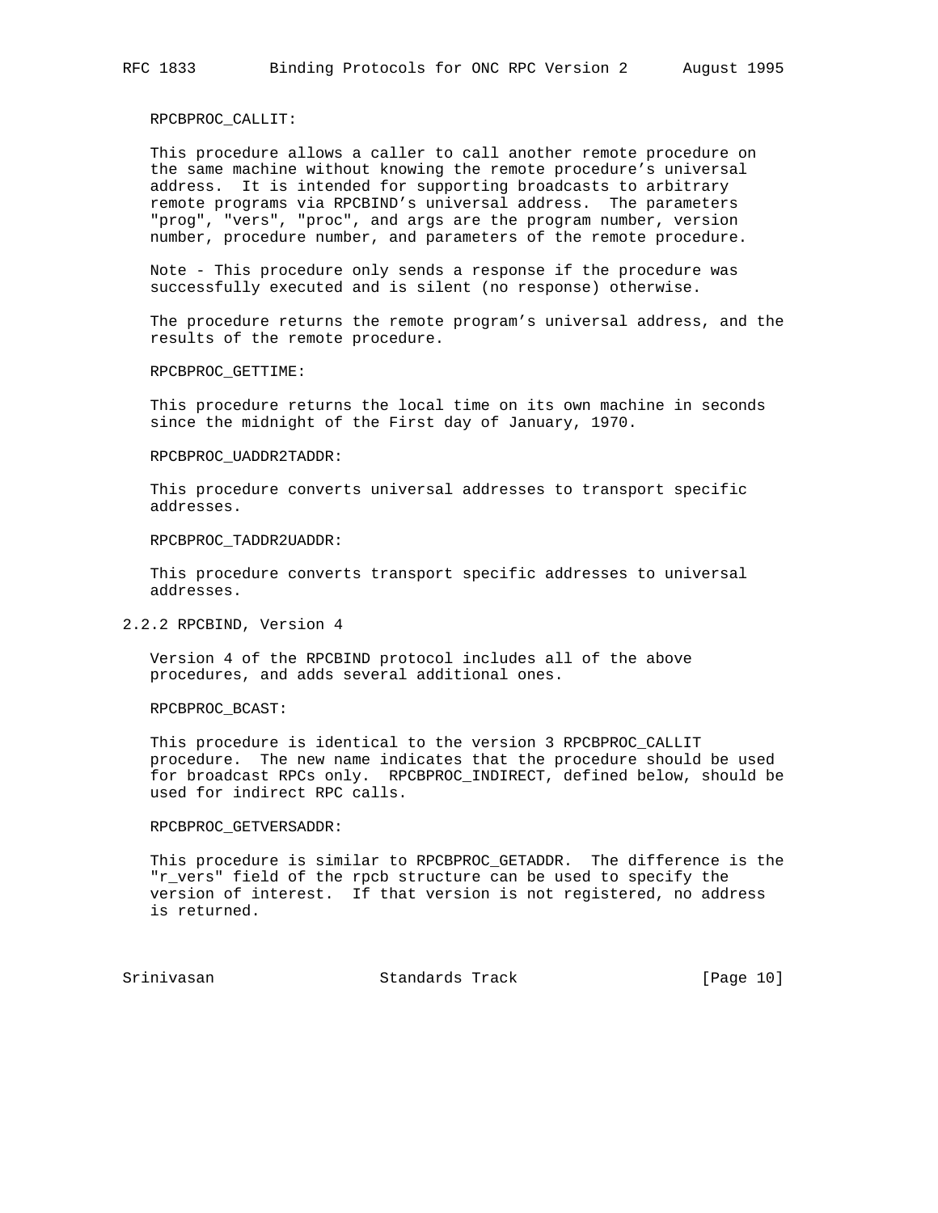RPCBPROC_CALLIT:

This procedure allows a caller to call another remote procedure on the same machine without knowing the remote procedure's universal address. It is intended for supporting broadcasts to arbitrary remote programs via RPCBIND's universal address. The parameters "prog", "vers", "proc", and args are the program number, version number, procedure number, and parameters of the remote procedure.

Note - This procedure only sends a response if the procedure was successfully executed and is silent (no response) otherwise.

The procedure returns the remote program's universal address, and the results of the remote procedure.

RPCBPROC_GETTIME:

This procedure returns the local time on its own machine in seconds since the midnight of the First day of January, 1970.

RPCBPROC_UADDR2TADDR:

This procedure converts universal addresses to transport specific addresses.

RPCBPROC_TADDR2UADDR:

This procedure converts transport specific addresses to universal addresses.

### 2.2.2 RPCBIND, Version 4

Version 4 of the RPCBIND protocol includes all of the above procedures, and adds several additional ones.

RPCBPROC_BCAST:

This procedure is identical to the version 3 RPCBPROC_CALLIT procedure. The new name indicates that the procedure should be used for broadcast RPCs only. RPCBPROC_INDIRECT, defined below, should be used for indirect RPC calls.

RPCBPROC_GETVERSADDR:

This procedure is similar to RPCBPROC_GETADDR. The difference is the "r_vers" field of the rpcb structure can be used to specify the version of interest. If that version is not registered, no address is returned.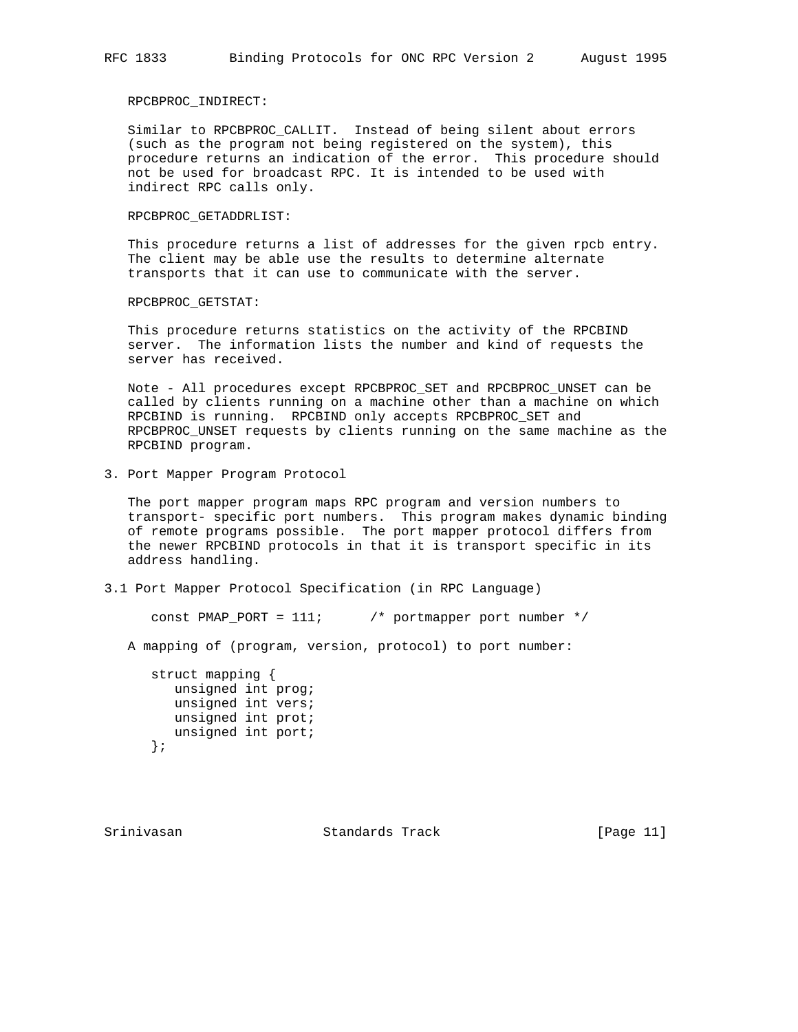RPCBPROC_INDIRECT:

Similar to RPCBPROC_CALLIT. Instead of being silent about errors (such as the program not being registered on the system), this procedure returns an indication of the error. This procedure should not be used for broadcast RPC. It is intended to be used with indirect RPC calls only.

RPCBPROC_GETADDRLIST:

This procedure returns a list of addresses for the given rpcb entry. The client may be able use the results to determine alternate transports that it can use to communicate with the server.

RPCBPROC_GETSTAT:

This procedure returns statistics on the activity of the RPCBIND server. The information lists the number and kind of requests the server has received.

Note - All procedures except RPCBPROC_SET and RPCBPROC_UNSET can be called by clients running on a machine other than a machine on which RPCBIND is running. RPCBIND only accepts RPCBPROC_SET and RPCBPROC_UNSET requests by clients running on the same machine as the RPCBIND program.

## 3. Port Mapper Program Protocol

The port mapper program maps RPC program and version numbers to transport- specific port numbers. This program makes dynamic binding of remote programs possible. The port mapper protocol differs from the newer RPCBIND protocols in that it is transport specific in its address handling.

### 3.1 Port Mapper Protocol Specification (in RPC Language)

```
const PMAP_PORT = 111;      /* portmapper port number */
```

A mapping of (program, version, protocol) to port number:

```
struct mapping {
   unsigned int prog;
   unsigned int vers;
   unsigned int prot;
   unsigned int port;
};
```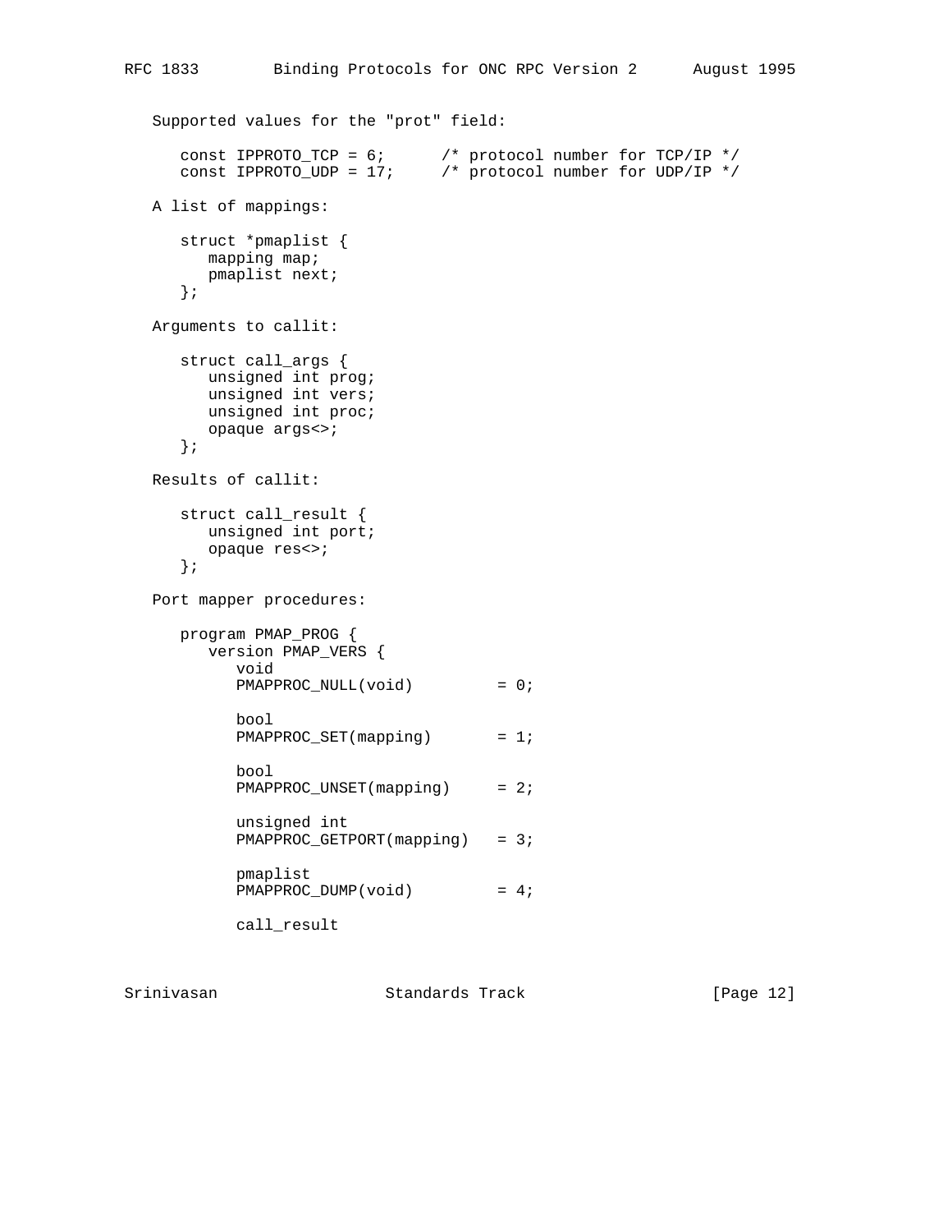Supported values for the "prot" field:

```
const IPPROTO_TCP = 6;      /* protocol number for TCP/IP */
const IPPROTO_UDP = 17;     /* protocol number for UDP/IP */
```

A list of mappings:

```
struct *pmaplist {
   mapping map;
   pmaplist next;
};
```

Arguments to callit:

```
struct call_args {
   unsigned int prog;
   unsigned int vers;
   unsigned int proc;
   opaque args<>;
};
```

Results of callit:

```
struct call_result {
   unsigned int port;
   opaque res<>;
};
```

Port mapper procedures:

```
program PMAP_PROG {
   version PMAP_VERS {
      void
      PMAPPROC_NULL(void)         = 0;

      bool
      PMAPPROC_SET(mapping)       = 1;

      bool
      PMAPPROC_UNSET(mapping)     = 2;

      unsigned int
      PMAPPROC_GETPORT(mapping)   = 3;

      pmaplist
      PMAPPROC_DUMP(void)         = 4;

      call_result
```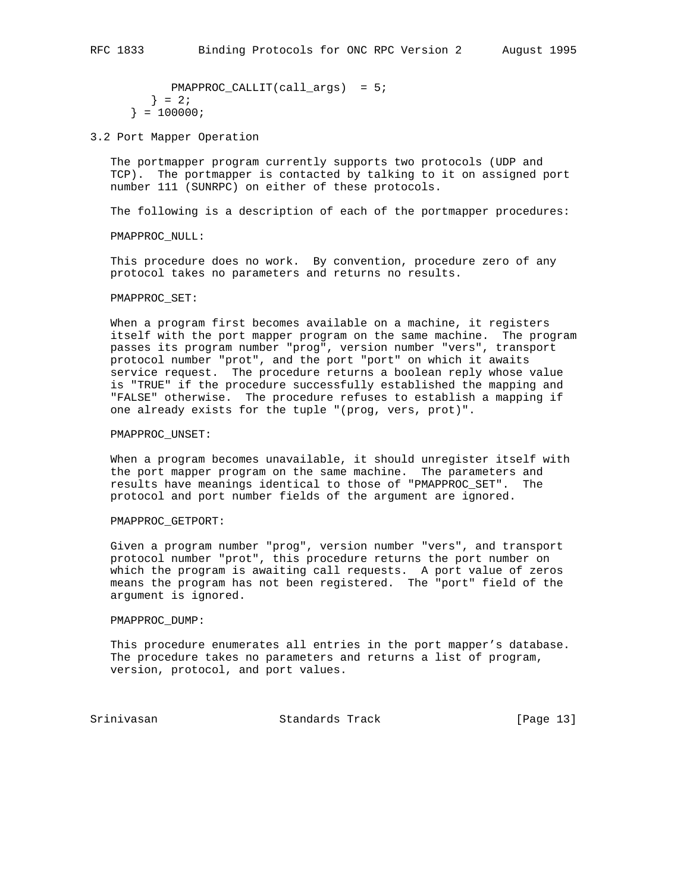```
         PMAPPROC_CALLIT(call_args)  = 5;
      } = 2;
   } = 100000;
```

## 3.2 Port Mapper Operation

The portmapper program currently supports two protocols (UDP and TCP). The portmapper is contacted by talking to it on assigned port number 111 (SUNRPC) on either of these protocols.

The following is a description of each of the portmapper procedures:

PMAPPROC_NULL:

This procedure does no work. By convention, procedure zero of any protocol takes no parameters and returns no results.

PMAPPROC_SET:

When a program first becomes available on a machine, it registers itself with the port mapper program on the same machine. The program passes its program number "prog", version number "vers", transport protocol number "prot", and the port "port" on which it awaits service request. The procedure returns a boolean reply whose value is "TRUE" if the procedure successfully established the mapping and "FALSE" otherwise. The procedure refuses to establish a mapping if one already exists for the tuple "(prog, vers, prot)".

PMAPPROC_UNSET:

When a program becomes unavailable, it should unregister itself with the port mapper program on the same machine. The parameters and results have meanings identical to those of "PMAPPROC_SET". The protocol and port number fields of the argument are ignored.

PMAPPROC_GETPORT:

Given a program number "prog", version number "vers", and transport protocol number "prot", this procedure returns the port number on which the program is awaiting call requests. A port value of zeros means the program has not been registered. The "port" field of the argument is ignored.

PMAPPROC_DUMP:

This procedure enumerates all entries in the port mapper's database. The procedure takes no parameters and returns a list of program, version, protocol, and port values.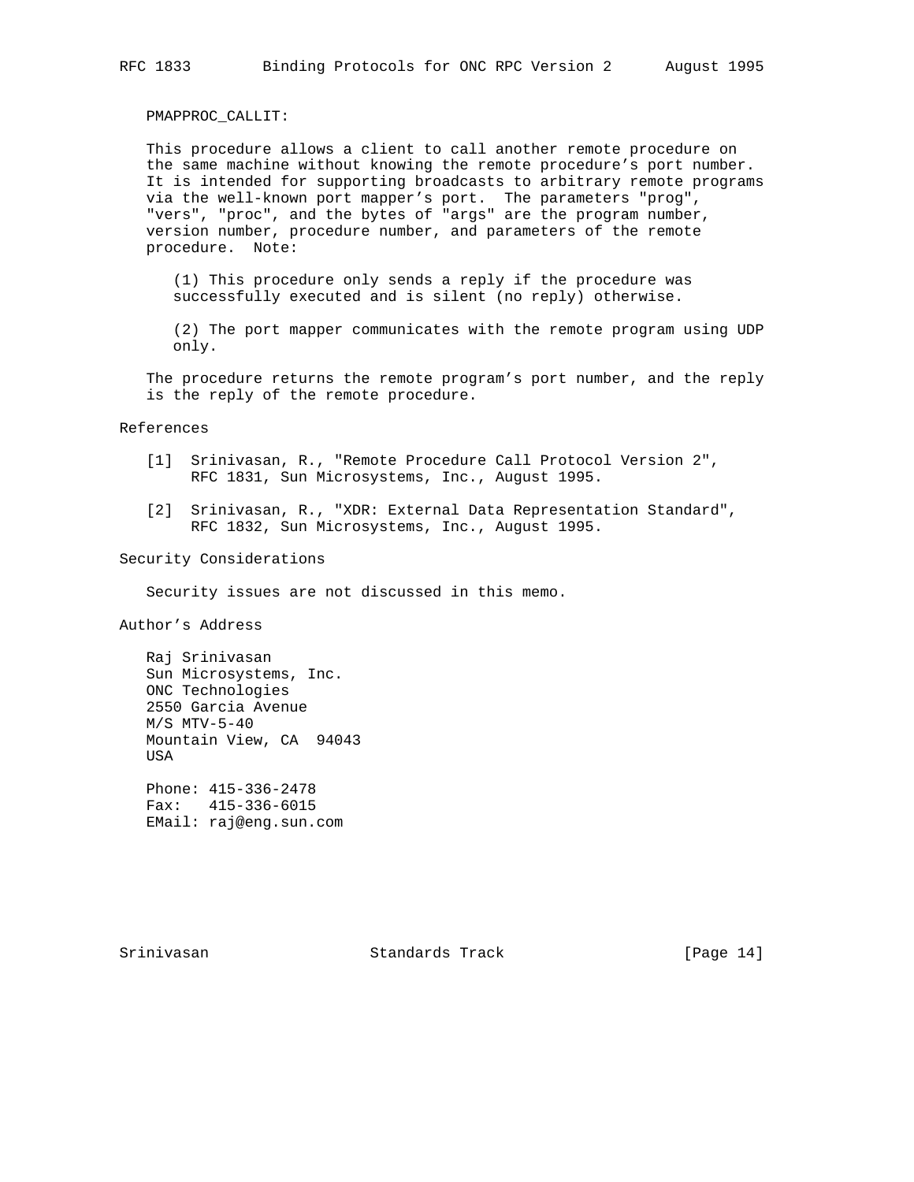PMAPPROC_CALLIT:

This procedure allows a client to call another remote procedure on the same machine without knowing the remote procedure's port number. It is intended for supporting broadcasts to arbitrary remote programs via the well-known port mapper's port. The parameters "prog", "vers", "proc", and the bytes of "args" are the program number, version number, procedure number, and parameters of the remote procedure. Note:

(1) This procedure only sends a reply if the procedure was successfully executed and is silent (no reply) otherwise.

(2) The port mapper communicates with the remote program using UDP only.

The procedure returns the remote program's port number, and the reply is the reply of the remote procedure.

## References

[1] Srinivasan, R., "Remote Procedure Call Protocol Version 2", RFC 1831, Sun Microsystems, Inc., August 1995.

[2] Srinivasan, R., "XDR: External Data Representation Standard", RFC 1832, Sun Microsystems, Inc., August 1995.

## Security Considerations

Security issues are not discussed in this memo.

## Author's Address

Raj Srinivasan
Sun Microsystems, Inc.
ONC Technologies
2550 Garcia Avenue
M/S MTV-5-40
Mountain View, CA 94043
USA

Phone: 415-336-2478
Fax: 415-336-6015
EMail: raj@eng.sun.com